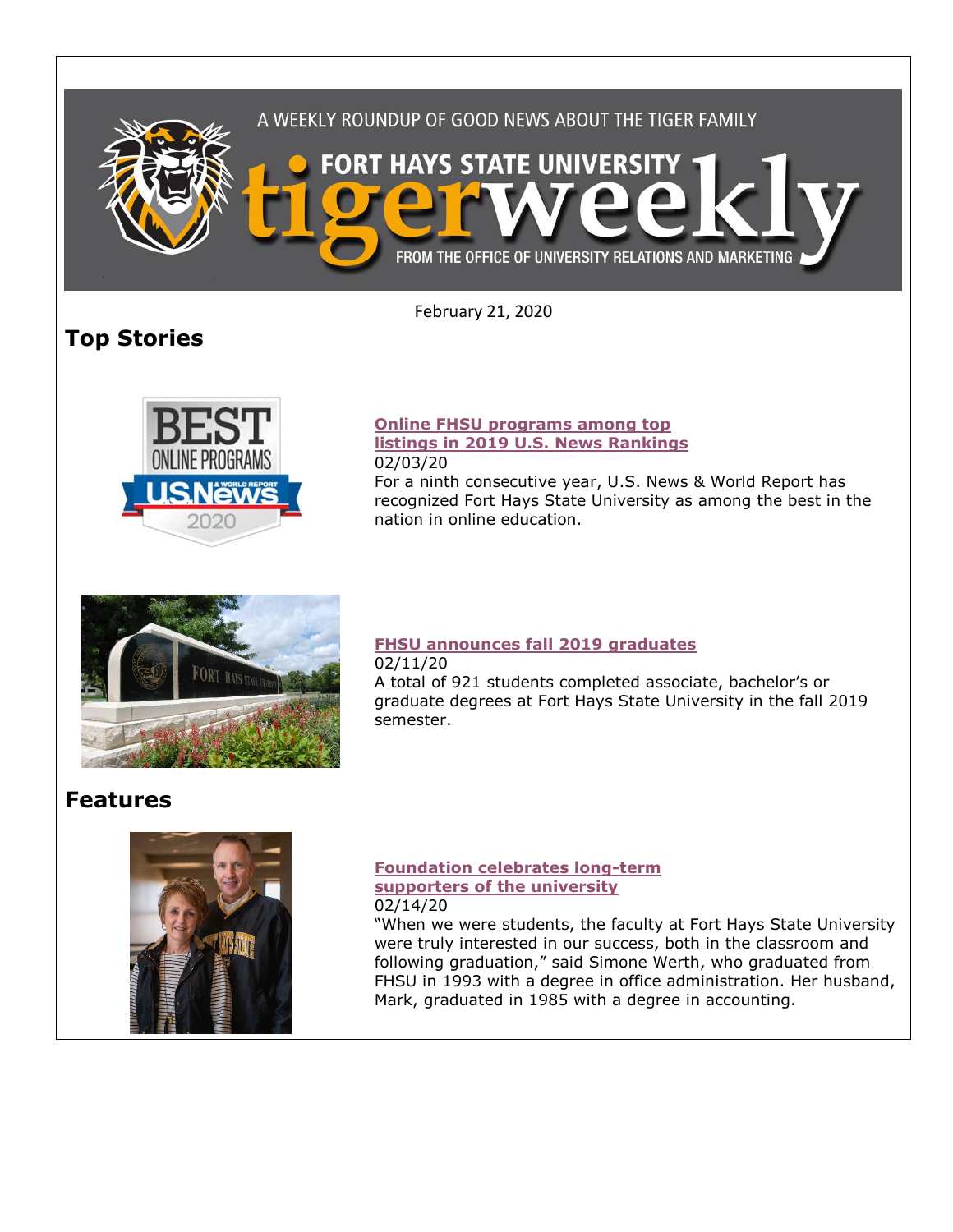A WEEKLY ROUNDUP OF GOOD NEWS ABOUT THE TIGER FAMILY

# FORT HAYS STATE UNIVERSITY tigerweekly

FROM THE OFFICE OF UNIVERSITY RELATIONS AND MARKETING

February 21, 2020

## Top Stories

### Online FHSU programs among top listings in 2019 U.S. News Rankings

02/03/20

For a ninth consecutive year, U.S. News & World Report has recognized Fort Hays State University as among the best in the nation in online education.

### FHSU announces fall 2019 graduates

02/11/20

A total of 921 students completed associate, bachelor's or graduate degrees at Fort Hays State University in the fall 2019 semester.

## Features

### Foundation celebrates long-term supporters of the university

02/14/20

"When we were students, the faculty at Fort Hays State University were truly interested in our success, both in the classroom and following graduation," said Simone Werth, who graduated from FHSU in 1993 with a degree in office administration. Her husband, Mark, graduated in 1985 with a degree in accounting.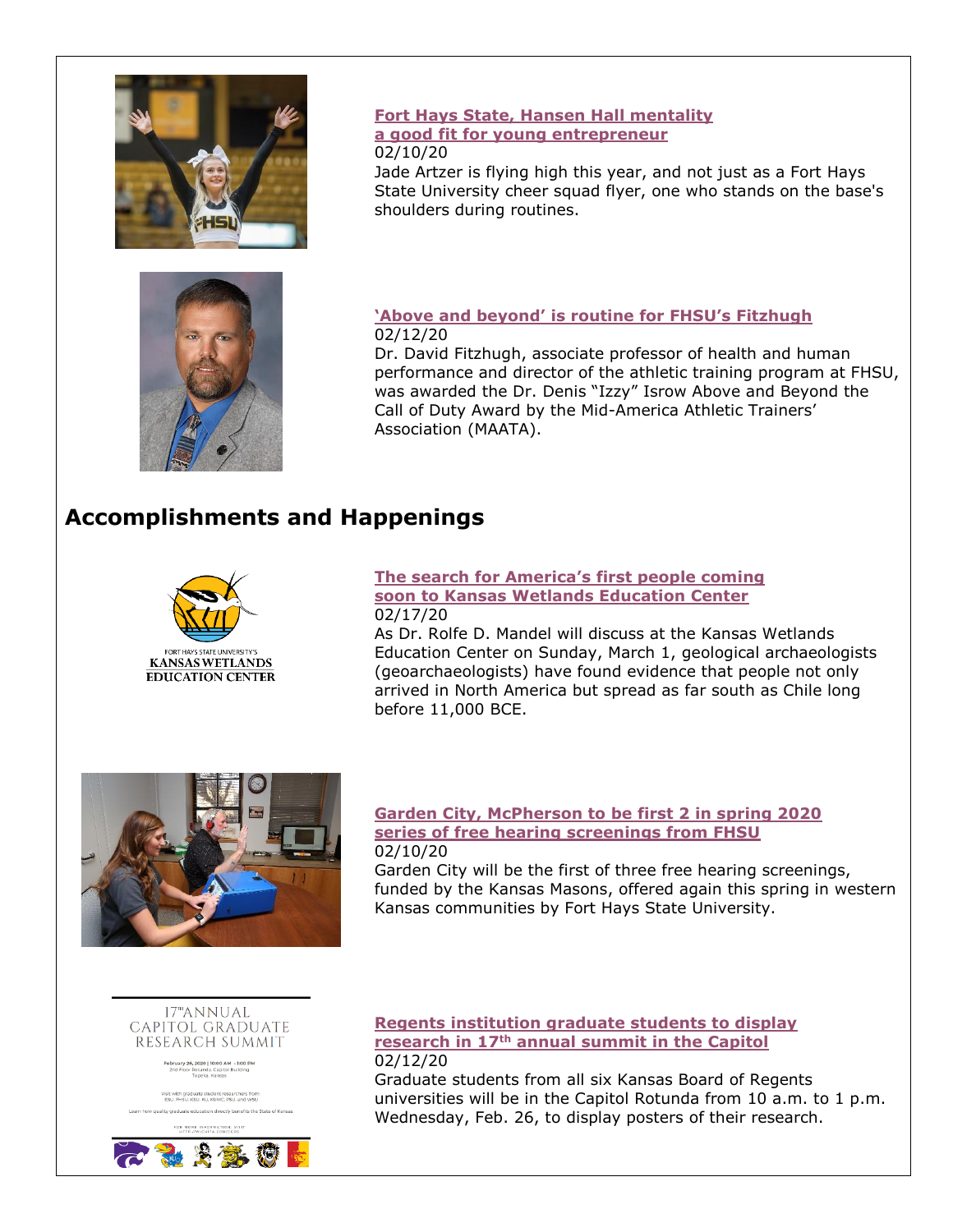**Fort Hays State, Hansen Hall mentality a good fit for young entrepreneur**

02/10/20

Jade Artzer is flying high this year, and not just as a Fort Hays State University cheer squad flyer, one who stands on the base's shoulders during routines.

**'Above and beyond' is routine for FHSU's Fitzhugh**

02/12/20

Dr. David Fitzhugh, associate professor of health and human performance and director of the athletic training program at FHSU, was awarded the Dr. Denis "Izzy" Isrow Above and Beyond the Call of Duty Award by the Mid-America Athletic Trainers' Association (MAATA).

## Accomplishments and Happenings

**The search for America's first people coming soon to Kansas Wetlands Education Center**

02/17/20

As Dr. Rolfe D. Mandel will discuss at the Kansas Wetlands Education Center on Sunday, March 1, geological archaeologists (geoarchaeologists) have found evidence that people not only arrived in North America but spread as far south as Chile long before 11,000 BCE.

**Garden City, McPherson to be first 2 in spring 2020 series of free hearing screenings from FHSU**

02/10/20

Garden City will be the first of three free hearing screenings, funded by the Kansas Masons, offered again this spring in western Kansas communities by Fort Hays State University.

**Regents institution graduate students to display research in 17th annual summit in the Capitol**

02/12/20

Graduate students from all six Kansas Board of Regents universities will be in the Capitol Rotunda from 10 a.m. to 1 p.m. Wednesday, Feb. 26, to display posters of their research.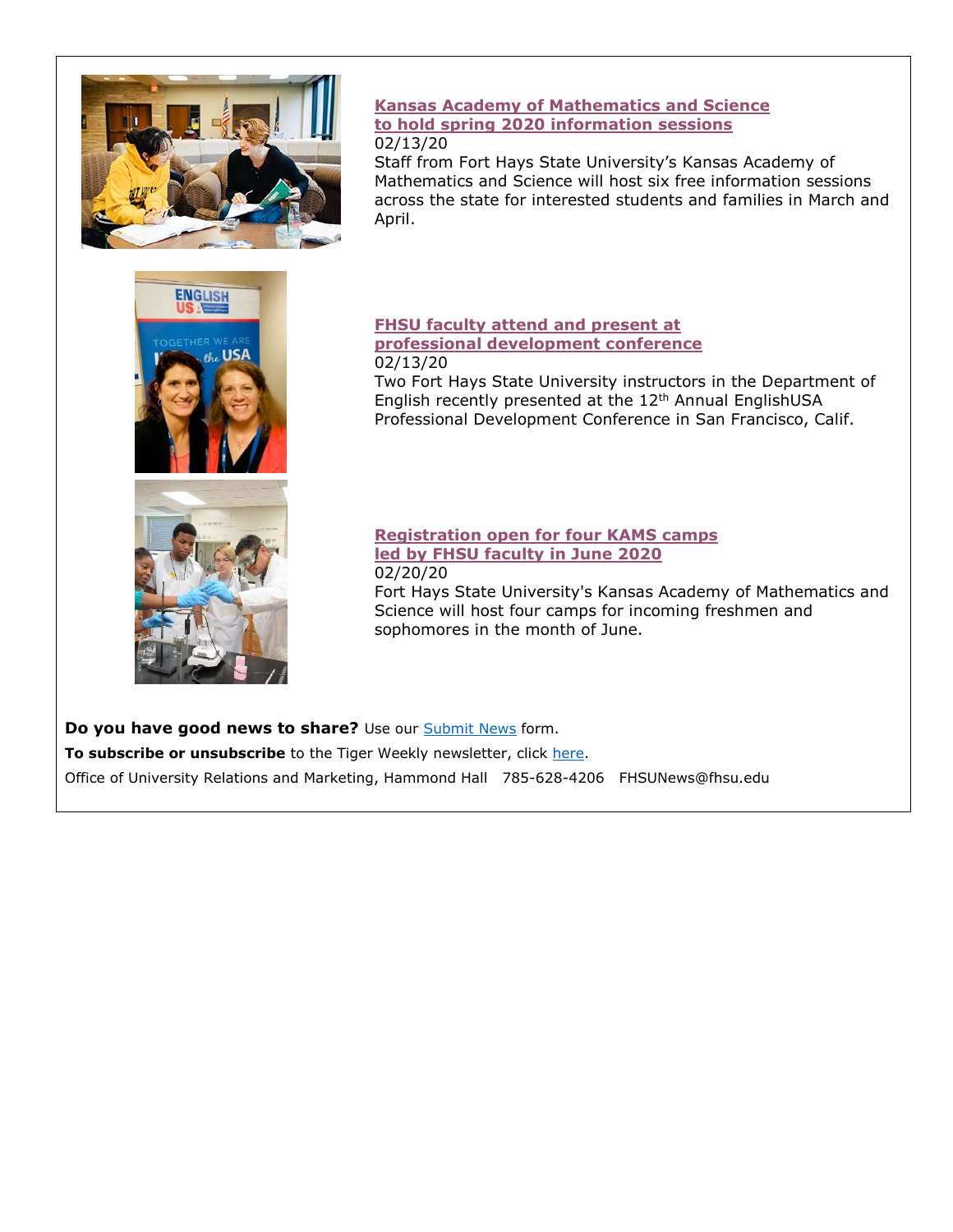**Kansas Academy of Mathematics and Science to hold spring 2020 information sessions**
02/13/20
Staff from Fort Hays State University's Kansas Academy of Mathematics and Science will host six free information sessions across the state for interested students and families in March and April.

**FHSU faculty attend and present at professional development conference**
02/13/20
Two Fort Hays State University instructors in the Department of English recently presented at the 12th Annual EnglishUSA Professional Development Conference in San Francisco, Calif.

**Registration open for four KAMS camps led by FHSU faculty in June 2020**
02/20/20
Fort Hays State University's Kansas Academy of Mathematics and Science will host four camps for incoming freshmen and sophomores in the month of June.

**Do you have good news to share?** Use our Submit News form.

**To subscribe or unsubscribe** to the Tiger Weekly newsletter, click here.

Office of University Relations and Marketing, Hammond Hall 785-628-4206 FHSUNews@fhsu.edu